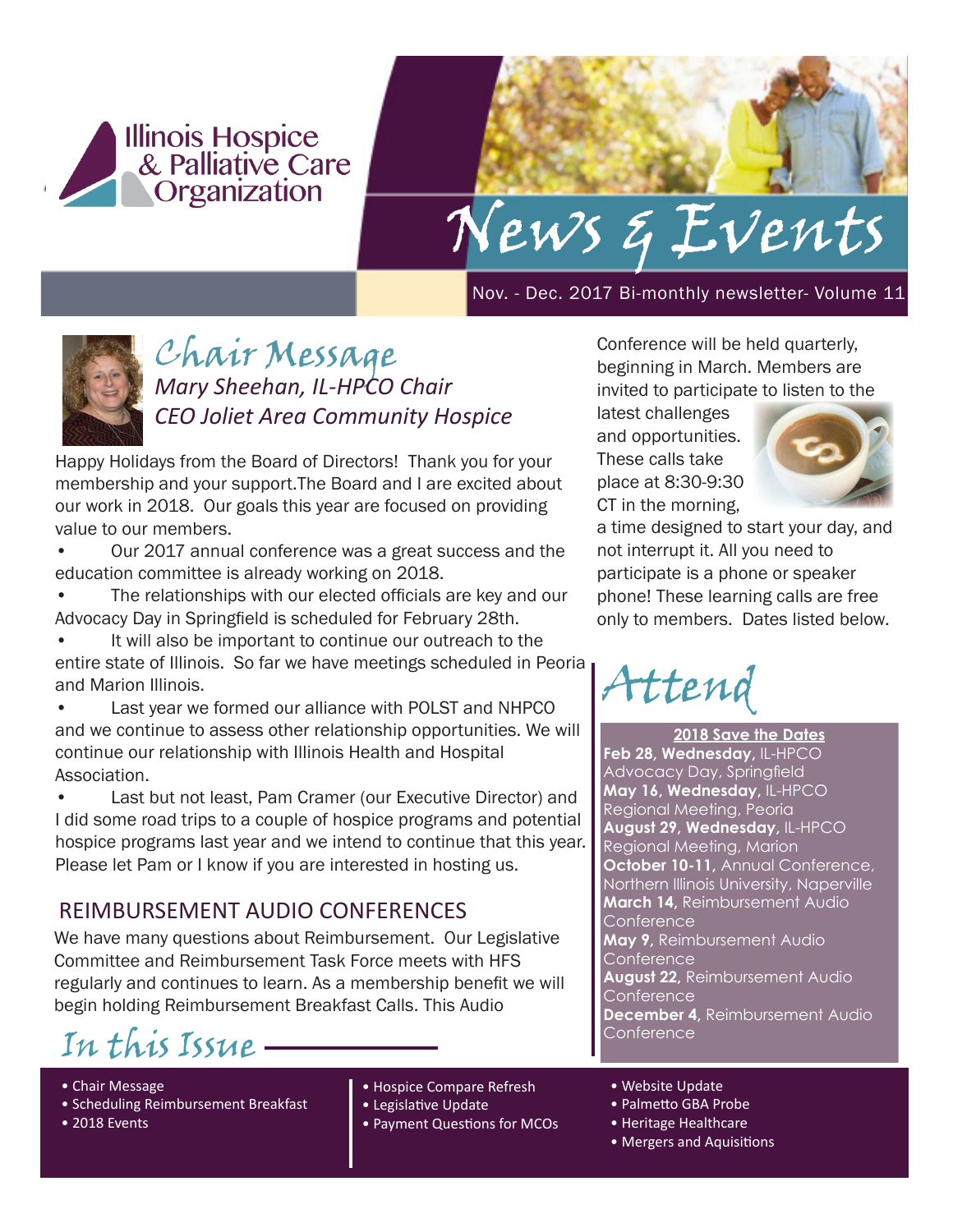Illinois Hospice & Palliative Care Organization

# News & Events

Nov. - Dec. 2017 Bi-monthly newsletter- Volume 11

## Chair Message

*Mary Sheehan, IL-HPCO Chair*
*CEO Joliet Area Community Hospice*

Happy Holidays from the Board of Directors! Thank you for your membership and your support.The Board and I are excited about our work in 2018. Our goals this year are focused on providing value to our members.

- Our 2017 annual conference was a great success and the education committee is already working on 2018.
- The relationships with our elected officials are key and our Advocacy Day in Springfield is scheduled for February 28th.
- It will also be important to continue our outreach to the entire state of Illinois. So far we have meetings scheduled in Peoria and Marion Illinois.
- Last year we formed our alliance with POLST and NHPCO and we continue to assess other relationship opportunities. We will continue our relationship with Illinois Health and Hospital Association.
- Last but not least, Pam Cramer (our Executive Director) and I did some road trips to a couple of hospice programs and potential hospice programs last year and we intend to continue that this year. Please let Pam or I know if you are interested in hosting us.

## REIMBURSEMENT AUDIO CONFERENCES

We have many questions about Reimbursement. Our Legislative Committee and Reimbursement Task Force meets with HFS regularly and continues to learn. As a membership benefit we will begin holding Reimbursement Breakfast Calls. This Audio Conference will be held quarterly, beginning in March. Members are invited to participate to listen to the latest challenges and opportunities. These calls take place at 8:30-9:30 CT in the morning, a time designed to start your day, and not interrupt it. All you need to participate is a phone or speaker phone! These learning calls are free only to members. Dates listed below.

## Attend

**2018 Save the Dates**

**Feb 28, Wednesday,** IL-HPCO Advocacy Day, Springfield
**May 16, Wednesday,** IL-HPCO Regional Meeting, Peoria
**August 29, Wednesday,** IL-HPCO Regional Meeting, Marion
**October 10-11,** Annual Conference, Northern Illinois University, Naperville
**March 14,** Reimbursement Audio Conference
**May 9,** Reimbursement Audio Conference
**August 22,** Reimbursement Audio Conference
**December 4,** Reimbursement Audio Conference

## In this Issue

- Chair Message
- Scheduling Reimbursement Breakfast
- 2018 Events
- Hospice Compare Refresh
- Legislative Update
- Payment Questions for MCOs
- Website Update
- Palmetto GBA Probe
- Heritage Healthcare
- Mergers and Aquisitions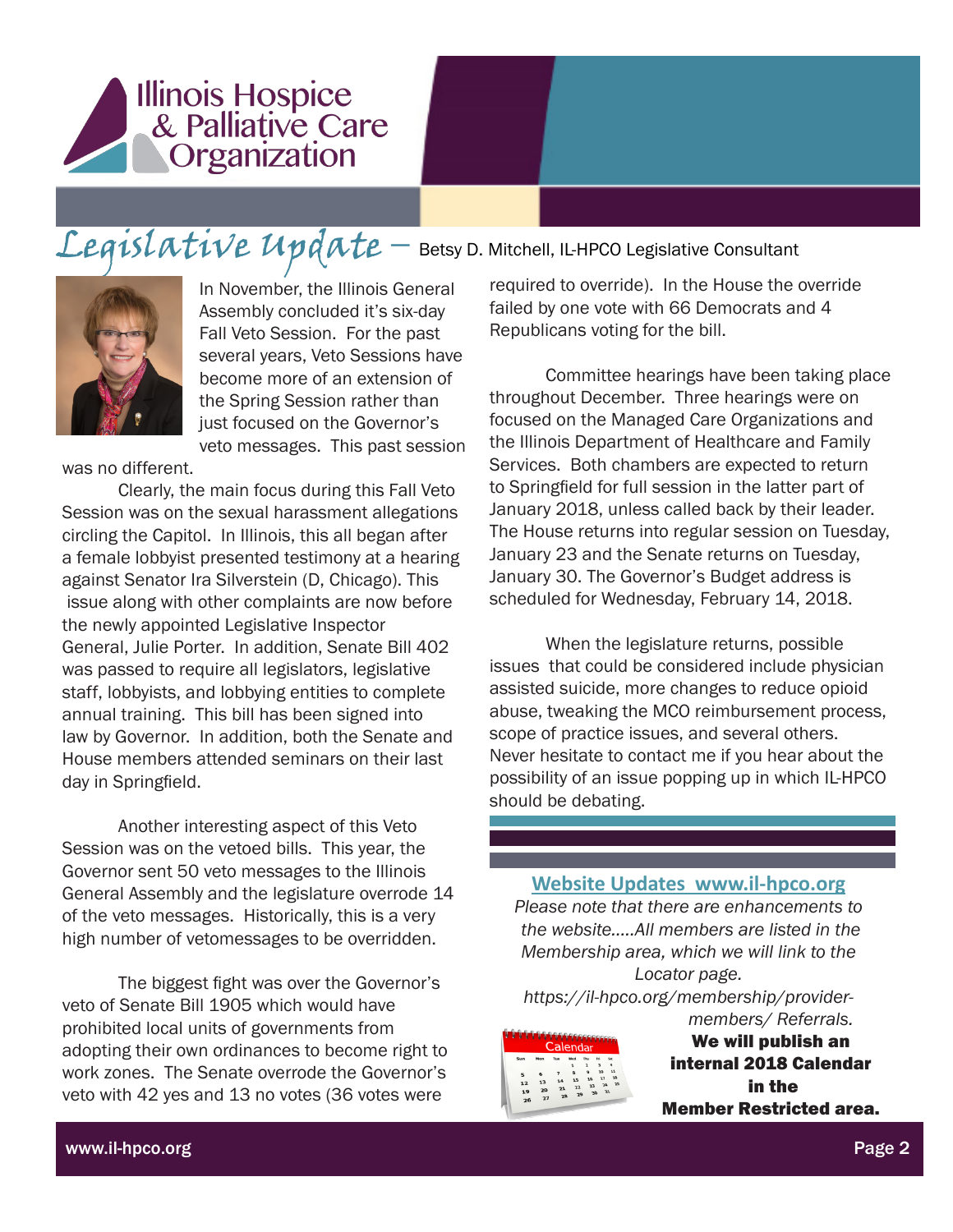# Illinois Hospice & Palliative Care Organization

## Legislative Update – Betsy D. Mitchell, IL-HPCO Legislative Consultant

In November, the Illinois General Assembly concluded it's six-day Fall Veto Session. For the past several years, Veto Sessions have become more of an extension of the Spring Session rather than just focused on the Governor's veto messages. This past session was no different.

Clearly, the main focus during this Fall Veto Session was on the sexual harassment allegations circling the Capitol. In Illinois, this all began after a female lobbyist presented testimony at a hearing against Senator Ira Silverstein (D, Chicago). This issue along with other complaints are now before the newly appointed Legislative Inspector General, Julie Porter. In addition, Senate Bill 402 was passed to require all legislators, legislative staff, lobbyists, and lobbying entities to complete annual training. This bill has been signed into law by Governor. In addition, both the Senate and House members attended seminars on their last day in Springfield.

Another interesting aspect of this Veto Session was on the vetoed bills. This year, the Governor sent 50 veto messages to the Illinois General Assembly and the legislature overrode 14 of the veto messages. Historically, this is a very high number of vetomessages to be overridden.

The biggest fight was over the Governor's veto of Senate Bill 1905 which would have prohibited local units of governments from adopting their own ordinances to become right to work zones. The Senate overrode the Governor's veto with 42 yes and 13 no votes (36 votes were required to override). In the House the override failed by one vote with 66 Democrats and 4 Republicans voting for the bill.

Committee hearings have been taking place throughout December. Three hearings were on focused on the Managed Care Organizations and the Illinois Department of Healthcare and Family Services. Both chambers are expected to return to Springfield for full session in the latter part of January 2018, unless called back by their leader. The House returns into regular session on Tuesday, January 23 and the Senate returns on Tuesday, January 30. The Governor's Budget address is scheduled for Wednesday, February 14, 2018.

When the legislature returns, possible issues that could be considered include physician assisted suicide, more changes to reduce opioid abuse, tweaking the MCO reimbursement process, scope of practice issues, and several others. Never hesitate to contact me if you hear about the possibility of an issue popping up in which IL-HPCO should be debating.

## Website Updates www.il-hpco.org

*Please note that there are enhancements to the website.....All members are listed in the Membership area, which we will link to the Locator page. https://il-hpco.org/membership/provider-members/ Referrals.*

**We will publish an internal 2018 Calendar in the Member Restricted area.**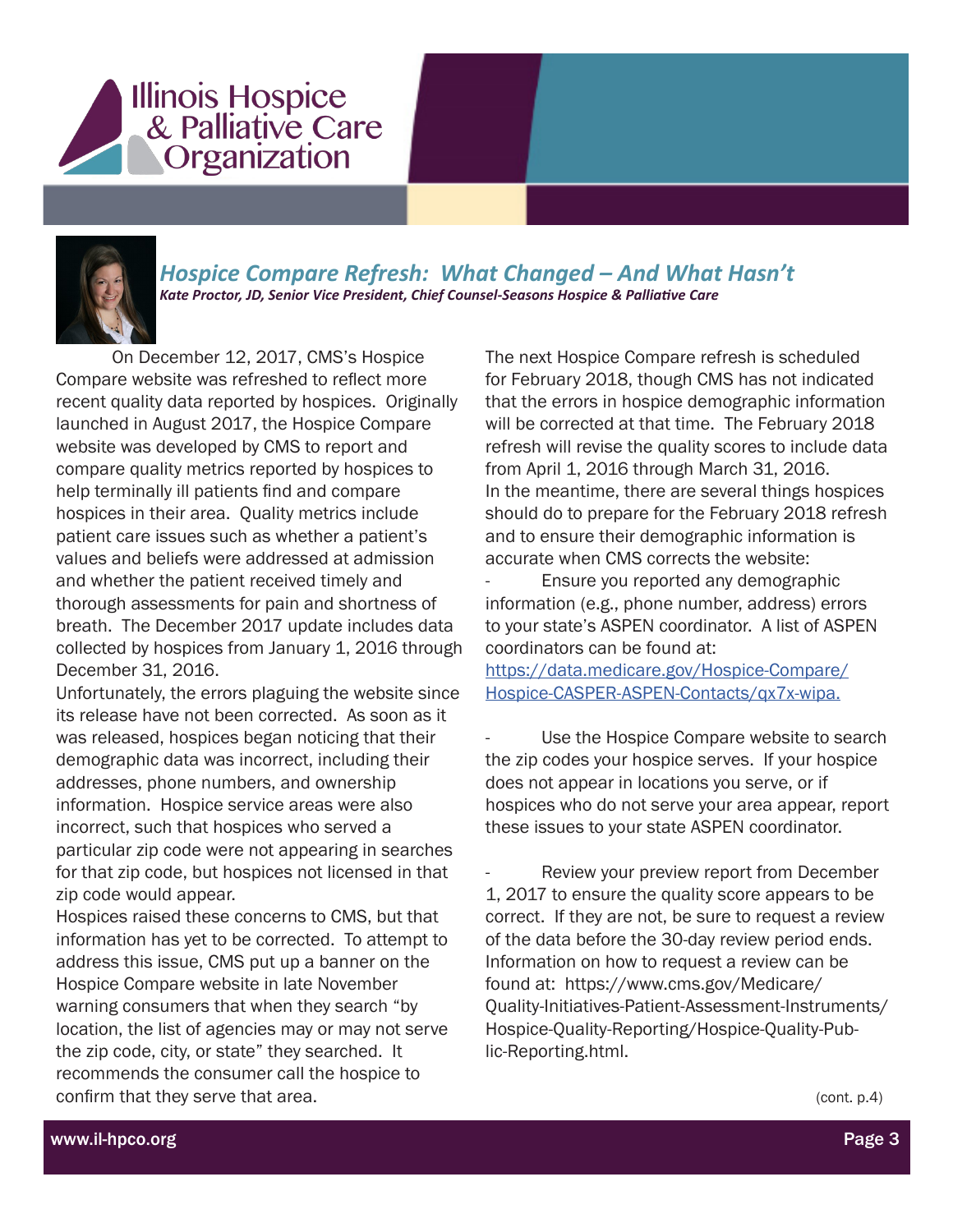## *Hospice Compare Refresh: What Changed – And What Hasn't*

***Kate Proctor, JD, Senior Vice President, Chief Counsel-Seasons Hospice & Palliative Care***

On December 12, 2017, CMS's Hospice Compare website was refreshed to reflect more recent quality data reported by hospices. Originally launched in August 2017, the Hospice Compare website was developed by CMS to report and compare quality metrics reported by hospices to help terminally ill patients find and compare hospices in their area. Quality metrics include patient care issues such as whether a patient's values and beliefs were addressed at admission and whether the patient received timely and thorough assessments for pain and shortness of breath. The December 2017 update includes data collected by hospices from January 1, 2016 through December 31, 2016.

Unfortunately, the errors plaguing the website since its release have not been corrected. As soon as it was released, hospices began noticing that their demographic data was incorrect, including their addresses, phone numbers, and ownership information. Hospice service areas were also incorrect, such that hospices who served a particular zip code were not appearing in searches for that zip code, but hospices not licensed in that zip code would appear.

Hospices raised these concerns to CMS, but that information has yet to be corrected. To attempt to address this issue, CMS put up a banner on the Hospice Compare website in late November warning consumers that when they search "by location, the list of agencies may or may not serve the zip code, city, or state" they searched. It recommends the consumer call the hospice to confirm that they serve that area.

The next Hospice Compare refresh is scheduled for February 2018, though CMS has not indicated that the errors in hospice demographic information will be corrected at that time. The February 2018 refresh will revise the quality scores to include data from April 1, 2016 through March 31, 2016.

In the meantime, there are several things hospices should do to prepare for the February 2018 refresh and to ensure their demographic information is accurate when CMS corrects the website:

- Ensure you reported any demographic information (e.g., phone number, address) errors to your state's ASPEN coordinator. A list of ASPEN coordinators can be found at: https://data.medicare.gov/Hospice-Compare/Hospice-CASPER-ASPEN-Contacts/qx7x-wipa.

- Use the Hospice Compare website to search the zip codes your hospice serves. If your hospice does not appear in locations you serve, or if hospices who do not serve your area appear, report these issues to your state ASPEN coordinator.

- Review your preview report from December 1, 2017 to ensure the quality score appears to be correct. If they are not, be sure to request a review of the data before the 30-day review period ends. Information on how to request a review can be found at: https://www.cms.gov/Medicare/Quality-Initiatives-Patient-Assessment-Instruments/Hospice-Quality-Reporting/Hospice-Quality-Public-Reporting.html.

(cont. p.4)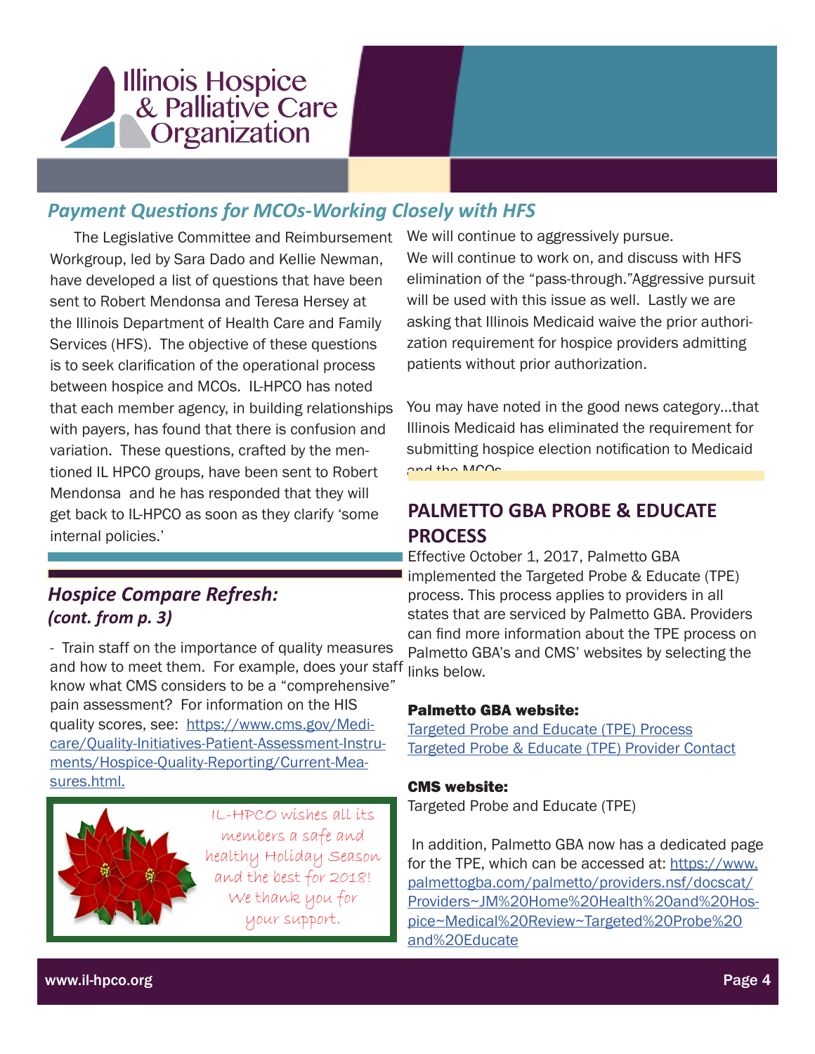## Payment Questions for MCOs-Working Closely with HFS

The Legislative Committee and Reimbursement Workgroup, led by Sara Dado and Kellie Newman, have developed a list of questions that have been sent to Robert Mendonsa and Teresa Hersey at the Illinois Department of Health Care and Family Services (HFS). The objective of these questions is to seek clarification of the operational process between hospice and MCOs. IL-HPCO has noted that each member agency, in building relationships with payers, has found that there is confusion and variation. These questions, crafted by the mentioned IL HPCO groups, have been sent to Robert Mendonsa and he has responded that they will get back to IL-HPCO as soon as they clarify 'some internal policies.' We will continue to aggressively pursue. We will continue to work on, and discuss with HFS elimination of the "pass-through."Aggressive pursuit will be used with this issue as well. Lastly we are asking that Illinois Medicaid waive the prior authorization requirement for hospice providers admitting patients without prior authorization.

You may have noted in the good news category...that Illinois Medicaid has eliminated the requirement for submitting hospice election notification to Medicaid and the MCOs.

## *Hospice Compare Refresh: (cont. from p. 3)*

- Train staff on the importance of quality measures and how to meet them. For example, does your staff know what CMS considers to be a "comprehensive" pain assessment? For information on the HIS quality scores, see: https://www.cms.gov/Medicare/Quality-Initiatives-Patient-Assessment-Instruments/Hospice-Quality-Reporting/Current-Measures.html.

IL-HPCO wishes all its members a safe and healthy Holiday Season and the best for 2018! We thank you for your support.

## PALMETTO GBA PROBE & EDUCATE PROCESS

Effective October 1, 2017, Palmetto GBA implemented the Targeted Probe & Educate (TPE) process. This process applies to providers in all states that are serviced by Palmetto GBA. Providers can find more information about the TPE process on Palmetto GBA's and CMS' websites by selecting the links below.

**Palmetto GBA website:**

Targeted Probe and Educate (TPE) Process
Targeted Probe & Educate (TPE) Provider Contact

**CMS website:**

Targeted Probe and Educate (TPE)

In addition, Palmetto GBA now has a dedicated page for the TPE, which can be accessed at: https://www.palmettogba.com/palmetto/providers.nsf/docscat/Providers~JM%20Home%20Health%20and%20Hospice~Medical%20Review~Targeted%20Probe%20and%20Educate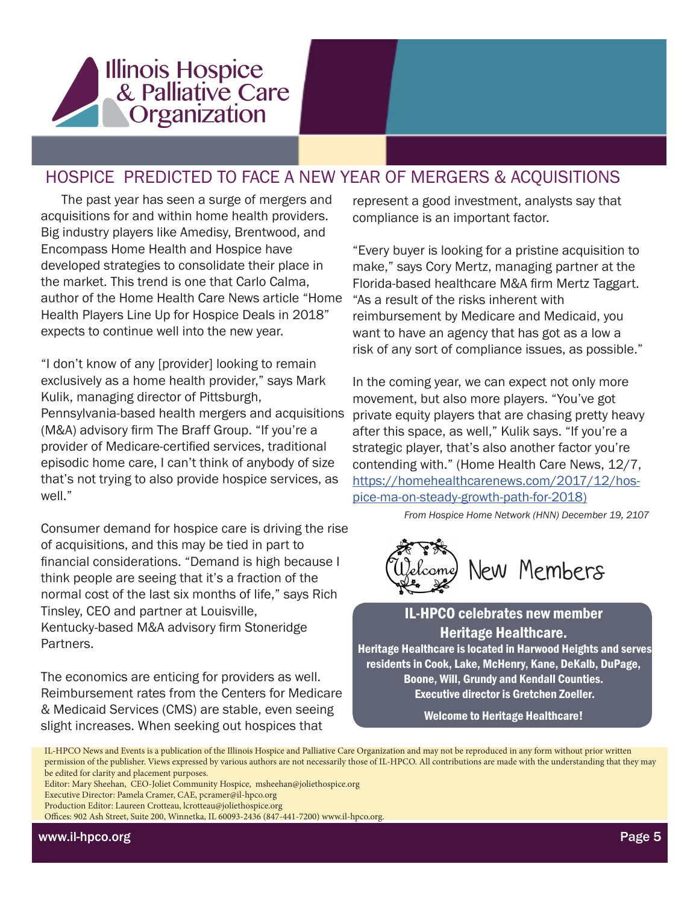# HOSPICE PREDICTED TO FACE A NEW YEAR OF MERGERS & ACQUISITIONS

The past year has seen a surge of mergers and acquisitions for and within home health providers. Big industry players like Amedisy, Brentwood, and Encompass Home Health and Hospice have developed strategies to consolidate their place in the market. This trend is one that Carlo Calma, author of the Home Health Care News article "Home Health Players Line Up for Hospice Deals in 2018" expects to continue well into the new year.

"I don't know of any [provider] looking to remain exclusively as a home health provider," says Mark Kulik, managing director of Pittsburgh, Pennsylvania-based health mergers and acquisitions (M&A) advisory firm The Braff Group. "If you're a provider of Medicare-certified services, traditional episodic home care, I can't think of anybody of size that's not trying to also provide hospice services, as well."

Consumer demand for hospice care is driving the rise of acquisitions, and this may be tied in part to financial considerations. "Demand is high because I think people are seeing that it's a fraction of the normal cost of the last six months of life," says Rich Tinsley, CEO and partner at Louisville, Kentucky-based M&A advisory firm Stoneridge Partners.

The economics are enticing for providers as well. Reimbursement rates from the Centers for Medicare & Medicaid Services (CMS) are stable, even seeing slight increases. When seeking out hospices that represent a good investment, analysts say that compliance is an important factor.

"Every buyer is looking for a pristine acquisition to make," says Cory Mertz, managing partner at the Florida-based healthcare M&A firm Mertz Taggart. "As a result of the risks inherent with reimbursement by Medicare and Medicaid, you want to have an agency that has got as a low a risk of any sort of compliance issues, as possible."

In the coming year, we can expect not only more movement, but also more players. "You've got private equity players that are chasing pretty heavy after this space, as well," Kulik says. "If you're a strategic player, that's also another factor you're contending with." (Home Health Care News, 12/7, https://homehealthcarenews.com/2017/12/hospice-ma-on-steady-growth-path-for-2018)

*From Hospice Home Network (HNN) December 19, 2107*

## Welcome New Members

**IL-HPCO celebrates new member Heritage Healthcare.**

**Heritage Healthcare is located in Harwood Heights and serves residents in Cook, Lake, McHenry, Kane, DeKalb, DuPage, Boone, Will, Grundy and Kendall Counties. Executive director is Gretchen Zoeller.**

**Welcome to Heritage Healthcare!**

IL-HPCO News and Events is a publication of the Illinois Hospice and Palliative Care Organization and may not be reproduced in any form without prior written permission of the publisher. Views expressed by various authors are not necessarily those of IL-HPCO. All contributions are made with the understanding that they may be edited for clarity and placement purposes.

Editor: Mary Sheehan, CEO-Joliet Community Hospice, msheehan@joliethospice.org

Executive Director: Pamela Cramer, CAE, pcramer@il-hpco.org

Production Editor: Laureen Crotteau, lcrotteau@joliethospice.org

Offices: 902 Ash Street, Suite 200, Winnetka, IL 60093-2436 (847-441-7200) www.il-hpco.org.